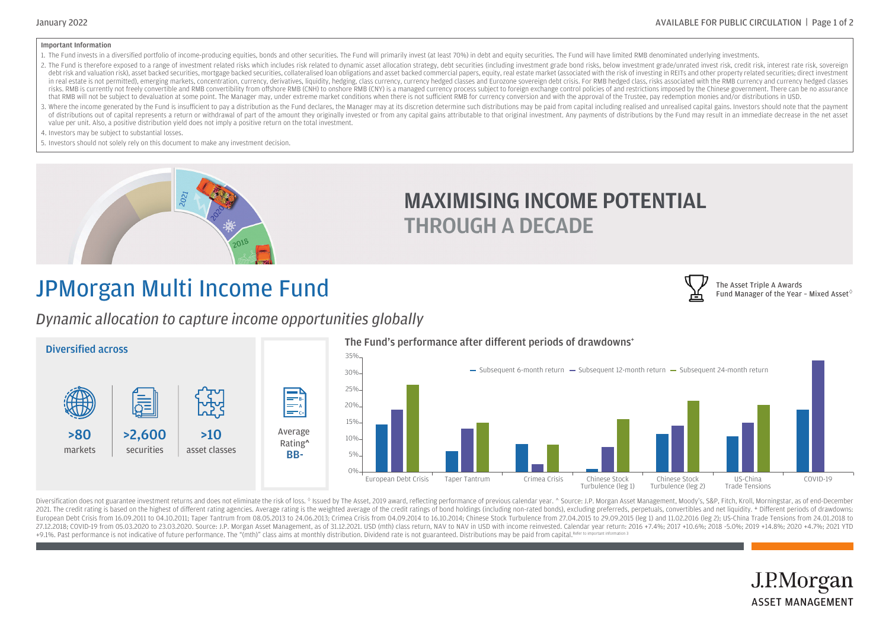**Important Information**

1. The Fund invests in a diversified portfolio of income-producing equities, bonds and other securities. The Fund will primarily invest (at least 70%) in debt and equity securities. The Fund will have limited RMB denominated underlying investments.
2. The Fund is therefore exposed to a range of investment related risks which includes risk related to dynamic asset allocation strategy, debt securities (including investment grade bond risks, below investment grade/unrated invest risk, credit risk, interest rate risk, sovereign debt risk and valuation risk), asset backed securities, mortgage backed securities, collateralised loan obligations and asset backed commercial papers, equity, real estate market (associated with the risk of investing in REITs and other property related securities; direct investment in real estate is not permitted), emerging markets, concentration, currency, derivatives, liquidity, hedging, class currency, currency hedged classes and Eurozone sovereign debt crisis. For RMB hedged class, risks associated with the RMB currency and currency hedged classes risks. RMB is currently not freely convertible and RMB convertibility from offshore RMB (CNH) to onshore RMB (CNY) is a managed currency process subject to foreign exchange control policies of and restrictions imposed by the Chinese government. There can be no assurance that RMB will not be subject to devaluation at some point. The Manager may, under extreme market conditions when there is not sufficient RMB for currency conversion and with the approval of the Trustee, pay redemption monies and/or distributions in USD.
3. Where the income generated by the Fund is insufficient to pay a distribution as the Fund declares, the Manager may at its discretion determine such distributions may be paid from capital including realised and unrealised capital gains. Investors should note that the payment of distributions out of capital represents a return or withdrawal of part of the amount they originally invested or from any capital gains attributable to that original investment. Any payments of distributions by the Fund may result in an immediate decrease in the net asset value per unit. Also, a positive distribution yield does not imply a positive return on the total investment.
4. Investors may be subject to substantial losses.
5. Investors should not solely rely on this document to make any investment decision.

# MAXIMISING INCOME POTENTIAL THROUGH A DECADE

# JPMorgan Multi Income Fund

The Asset Triple A Awards Fund Manager of the Year – Mixed Asset◊

*Dynamic allocation to capture income opportunities globally*

## Diversified across

| >80 | >2,600 | >10 |
|---|---|---|
| markets | securities | asset classes |

Average Rating^ **BB-**

## The Fund's performance after different periods of drawdowns+

| Drawdown period | Subsequent 6-month return | Subsequent 12-month return | Subsequent 24-month return |
|---|---|---|---|
| European Debt Crisis | ~14.5% | ~19% | ~26.5% |
| Taper Tantrum | ~6% | ~13% | ~15% |
| Crimea Crisis | ~8.5% | ~2.5% | ~8.5% |
| Chinese Stock Turbulence (leg 1) | ~1% | ~7.5% | ~16% |
| Chinese Stock Turbulence (leg 2) | ~11.5% | ~14% | ~22% |
| US-China Trade Tensions | ~11% | ~15% | ~20.5% |
| COVID-19 | ~19% | ~34% | |

Diversification does not guarantee investment returns and does not eliminate the risk of loss. ◊ Issued by The Asset, 2019 award, reflecting performance of previous calendar year. ^ Source: J.P. Morgan Asset Management, Moody's, S&P, Fitch, Kroll, Morningstar, as of end-December 2021. The credit rating is based on the highest of different rating agencies. Average rating is the weighted average of the credit ratings of bond holdings (including non-rated bonds), excluding preferreds, perpetuals, convertibles and net liquidity. + Different periods of drawdowns: European Debt Crisis from 16.09.2011 to 04.10.2011; Taper Tantrum from 08.05.2013 to 24.06.2013; Crimea Crisis from 04.09.2014 to 16.10.2014; Chinese Stock Turbulence from 27.04.2015 to 29.09.2015 (leg 1) and 11.02.2016 (leg 2); US-China Trade Tensions from 24.01.2018 to 27.12.2018; COVID-19 from 05.03.2020 to 23.03.2020. Source: J.P. Morgan Asset Management, as of 31.12.2021. USD (mth) class return, NAV to NAV in USD with income reinvested. Calendar year return: 2016 +7.4%; 2017 +10.6%; 2018 -5.0%; 2019 +14.8%; 2020 +4.7%; 2021 YTD +9.1%. Past performance is not indicative of future performance. The "(mth)" class aims at monthly distribution. Dividend rate is not guaranteed. Distributions may be paid from capital. Refer to important information 3

J.P.Morgan ASSET MANAGEMENT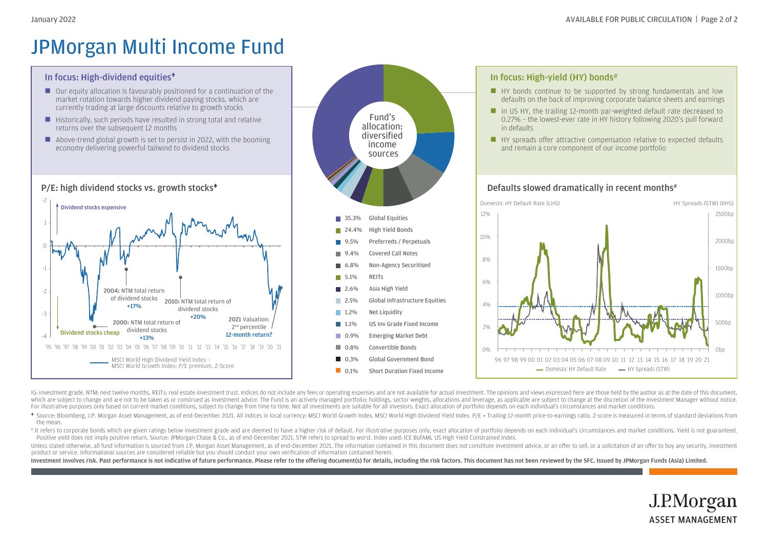# JPMorgan Multi Income Fund

## In focus: High-dividend equities♦

- Our equity allocation is favourably positioned for a continuation of the market rotation towards higher dividend paying stocks, which are currently trading at large discounts relative to growth stocks
- Historically, such periods have resulted in strong total and relative returns over the subsequent 12 months
- Above-trend global growth is set to persist in 2022, with the booming economy delivering powerful tailwind to dividend stocks

### P/E: high dividend stocks vs. growth stocks♦

-2
1
0
-1
-2
-3
-4

Dividend stocks expensive

Dividend stocks cheap

2004: NTM total return of dividend stocks **+17%**

2010: NTM total return of dividend stocks **+20%**

2000: NTM total return of dividend stocks **+13%**

2021 Valuation: 2nd percentile **12-month return?**

'95 '96 '97 '98 '99 '00 '01 '02 '03 '04 '05 '06 '07 '08 '09 '10 '11 '12 '13 '14 '15 '16 '17 '18 '19 '20 '21

MSCI World High Dividend Yield Index – MSCI World Growth Index: P/E premium, Z-Score

Fund's allocation: diversified income sources

35.3% Global Equities
24.4% High Yield Bonds
9.5% Preferreds / Perpetuals
9.4% Covered Call Notes
6.8% Non-Agency Securitised
5.1% REITs
2.6% Asia High Yield
2.5% Global Infrastructure Equities
1.2% Net Liquidity
1.1% US Inv Grade Fixed Income
0.9% Emerging Market Debt
0.8% Convertible Bonds
0.3% Global Government Bond
0.1% Short Duration Fixed Income

## In focus: High-yield (HY) bonds#

- HY bonds continue to be supported by strong fundamentals and low defaults on the back of improving corporate balance sheets and earnings
- In US HY, the trailing 12-month par-weighted default rate decreased to 0.27% – the lowest-ever rate in HY history following 2020's pull forward in defaults
- HY spreads offer attractive compensation relative to expected defaults and remain a core component of our income portfolio

### Defaults slowed dramatically in recent months#

Domestic HY Default Rate (LHS)

HY Spreads (STW) (RHS)

12%
10%
8%
6%
4%
2%
0%

2500bp
2000bp
1500bp
1000bp
500bp
0bp

96 97 98 99 00 01 02 03 04 05 06 07 08 09 10 11 12 13 14 15 16 17 18 19 20 21

Domestic HY Default Rate — HY Spreads (STW)

IG: investment grade. NTM: next twelve months. REITs: real estate investment trust. Indices do not include any fees or operating expenses and are not available for actual investment. The opinions and views expressed here are those held by the author as at the date of this document, which are subject to change and are not to be taken as or construed as investment advice. The Fund is an actively managed portfolio; holdings, sector weights, allocations and leverage, as applicable are subject to change at the discretion of the Investment Manager without notice. For illustrative purposes only based on current market conditions, subject to change from time to time. Not all investments are suitable for all investors. Exact allocation of portfolio depends on each individual's circumstances and market conditions.

♦ Source: Bloomberg, J.P. Morgan Asset Management, as of end-December 2021. All indices in local currency: MSCI World Growth Index, MSCI World High Dividend Yield Index. P/E = Trailing 12-month price-to-earnings ratio. Z-score is measured in terms of standard deviations from the mean.

# It refers to corporate bonds which are given ratings below investment grade and are deemed to have a higher risk of default. For illustrative purposes only, exact allocation of portfolio depends on each individual's circumstances and market conditions. Yield is not guaranteed. Positive yield does not imply positive return. Source: JPMorgan Chase & Co., as of end-December 2021. STW refers to spread to worst. Index used: ICE BofAML US High Yield Constrained Index.

Unless stated otherwise, all fund information is sourced from J.P. Morgan Asset Management, as of end-December 2021. The information contained in this document does not constitute investment advice, or an offer to sell, or a solicitation of an offer to buy any security, investment product or service. Informational sources are considered reliable but you should conduct your own verification of information contained herein.

**Investment involves risk. Past performance is not indicative of future performance. Please refer to the offering document(s) for details, including the risk factors. This document has not been reviewed by the SFC. Issued by JPMorgan Funds (Asia) Limited.**

J.P.Morgan ASSET MANAGEMENT